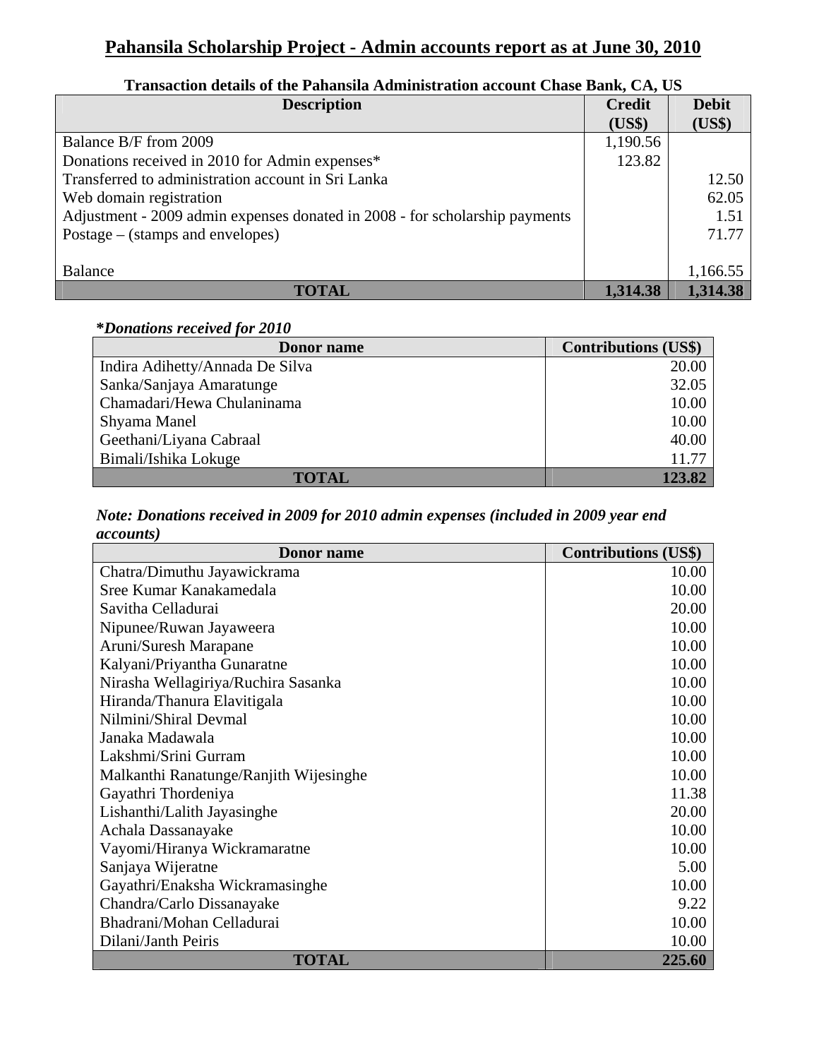# Pahansila Scholarship Project - Admin accounts report as at June 30, 2010

**Transaction details of the Pahansila Administration account Chase Bank, CA, US**

| Description | Credit (US$) | Debit (US$) |
|---|---:|---:|
| Balance B/F from 2009 | 1,190.56 | |
| Donations received in 2010 for Admin expenses* | 123.82 | |
| Transferred to administration account in Sri Lanka | | 12.50 |
| Web domain registration | | 62.05 |
| Adjustment - 2009 admin expenses donated in 2008 - for scholarship payments | | 1.51 |
| Postage – (stamps and envelopes) | | 71.77 |
| Balance | | 1,166.55 |
| **TOTAL** | **1,314.38** | **1,314.38** |

***Donations received for 2010***

| Donor name | Contributions (US$) |
|---|---:|
| Indira Adihetty/Annada De Silva | 20.00 |
| Sanka/Sanjaya Amaratunge | 32.05 |
| Chamadari/Hewa Chulaninama | 10.00 |
| Shyama Manel | 10.00 |
| Geethani/Liyana Cabraal | 40.00 |
| Bimali/Ishika Lokuge | 11.77 |
| **TOTAL** | **123.82** |

***Note: Donations received in 2009 for 2010 admin expenses (included in 2009 year end accounts)***

| Donor name | Contributions (US$) |
|---|---:|
| Chatra/Dimuthu Jayawickrama | 10.00 |
| Sree Kumar Kanakamedala | 10.00 |
| Savitha Celladurai | 20.00 |
| Nipunee/Ruwan Jayaweera | 10.00 |
| Aruni/Suresh Marapane | 10.00 |
| Kalyani/Priyantha Gunaratne | 10.00 |
| Nirasha Wellagiriya/Ruchira Sasanka | 10.00 |
| Hiranda/Thanura Elavitigala | 10.00 |
| Nilmini/Shiral Devmal | 10.00 |
| Janaka Madawala | 10.00 |
| Lakshmi/Srini Gurram | 10.00 |
| Malkanthi Ranatunge/Ranjith Wijesinghe | 10.00 |
| Gayathri Thordeniya | 11.38 |
| Lishanthi/Lalith Jayasinghe | 20.00 |
| Achala Dassanayake | 10.00 |
| Vayomi/Hiranya Wickramaratne | 10.00 |
| Sanjaya Wijeratne | 5.00 |
| Gayathri/Enaksha Wickramasinghe | 10.00 |
| Chandra/Carlo Dissanayake | 9.22 |
| Bhadrani/Mohan Celladurai | 10.00 |
| Dilani/Janth Peiris | 10.00 |
| **TOTAL** | **225.60** |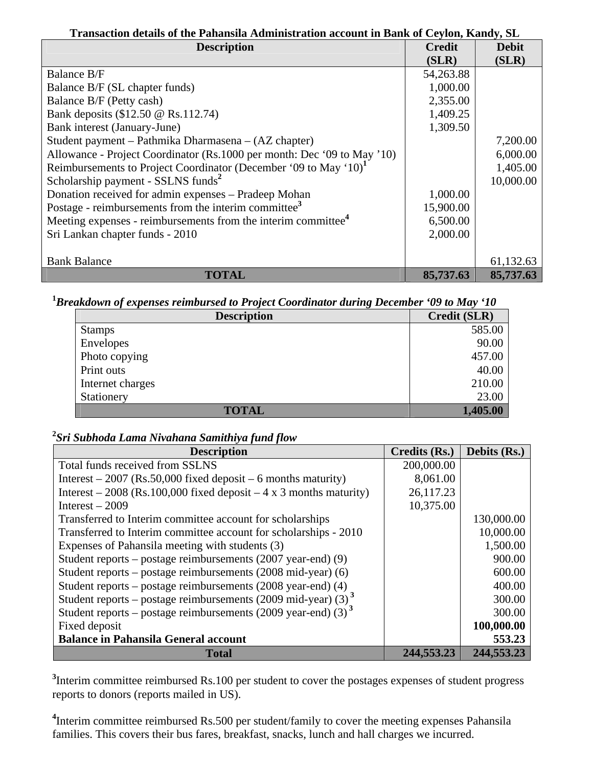**Transaction details of the Pahansila Administration account in Bank of Ceylon, Kandy, SL**

| Description | Credit (SLR) | Debit (SLR) |
|---|---|---|
| Balance B/F | 54,263.88 | |
| Balance B/F (SL chapter funds) | 1,000.00 | |
| Balance B/F (Petty cash) | 2,355.00 | |
| Bank deposits ($12.50 @ Rs.112.74) | 1,409.25 | |
| Bank interest (January-June) | 1,309.50 | |
| Student payment – Pathmika Dharmasena – (AZ chapter) | | 7,200.00 |
| Allowance - Project Coordinator (Rs.1000 per month: Dec '09 to May '10) | | 6,000.00 |
| Reimbursements to Project Coordinator (December '09 to May '10)[1] | | 1,405.00 |
| Scholarship payment - SSLNS funds[2] | | 10,000.00 |
| Donation received for admin expenses – Pradeep Mohan | 1,000.00 | |
| Postage - reimbursements from the interim committee[3] | 15,900.00 | |
| Meeting expenses - reimbursements from the interim committee[4] | 6,500.00 | |
| Sri Lankan chapter funds - 2010 | 2,000.00 | |
| Bank Balance | | 61,132.63 |
| **TOTAL** | **85,737.63** | **85,737.63** |

***[1]Breakdown of expenses reimbursed to Project Coordinator during December '09 to May '10***

| Description | Credit (SLR) |
|---|---|
| Stamps | 585.00 |
| Envelopes | 90.00 |
| Photo copying | 457.00 |
| Print outs | 40.00 |
| Internet charges | 210.00 |
| Stationery | 23.00 |
| **TOTAL** | **1,405.00** |

***[2]Sri Subhoda Lama Nivahana Samithiya fund flow***

| Description | Credits (Rs.) | Debits (Rs.) |
|---|---|---|
| Total funds received from SSLNS | 200,000.00 | |
| Interest – 2007 (Rs.50,000 fixed deposit – 6 months maturity) | 8,061.00 | |
| Interest – 2008 (Rs.100,000 fixed deposit – 4 x 3 months maturity) | 26,117.23 | |
| Interest – 2009 | 10,375.00 | |
| Transferred to Interim committee account for scholarships | | 130,000.00 |
| Transferred to Interim committee account for scholarships - 2010 | | 10,000.00 |
| Expenses of Pahansila meeting with students (3) | | 1,500.00 |
| Student reports – postage reimbursements (2007 year-end) (9) | | 900.00 |
| Student reports – postage reimbursements (2008 mid-year) (6) | | 600.00 |
| Student reports – postage reimbursements (2008 year-end) (4) | | 400.00 |
| Student reports – postage reimbursements (2009 mid-year) (3)[3] | | 300.00 |
| Student reports – postage reimbursements (2009 year-end) (3)[3] | | 300.00 |
| Fixed deposit | | **100,000.00** |
| **Balance in Pahansila General account** | | **553.23** |
| **Total** | **244,553.23** | **244,553.23** |

[3]Interim committee reimbursed Rs.100 per student to cover the postages expenses of student progress reports to donors (reports mailed in US).

[4]Interim committee reimbursed Rs.500 per student/family to cover the meeting expenses Pahansila families. This covers their bus fares, breakfast, snacks, lunch and hall charges we incurred.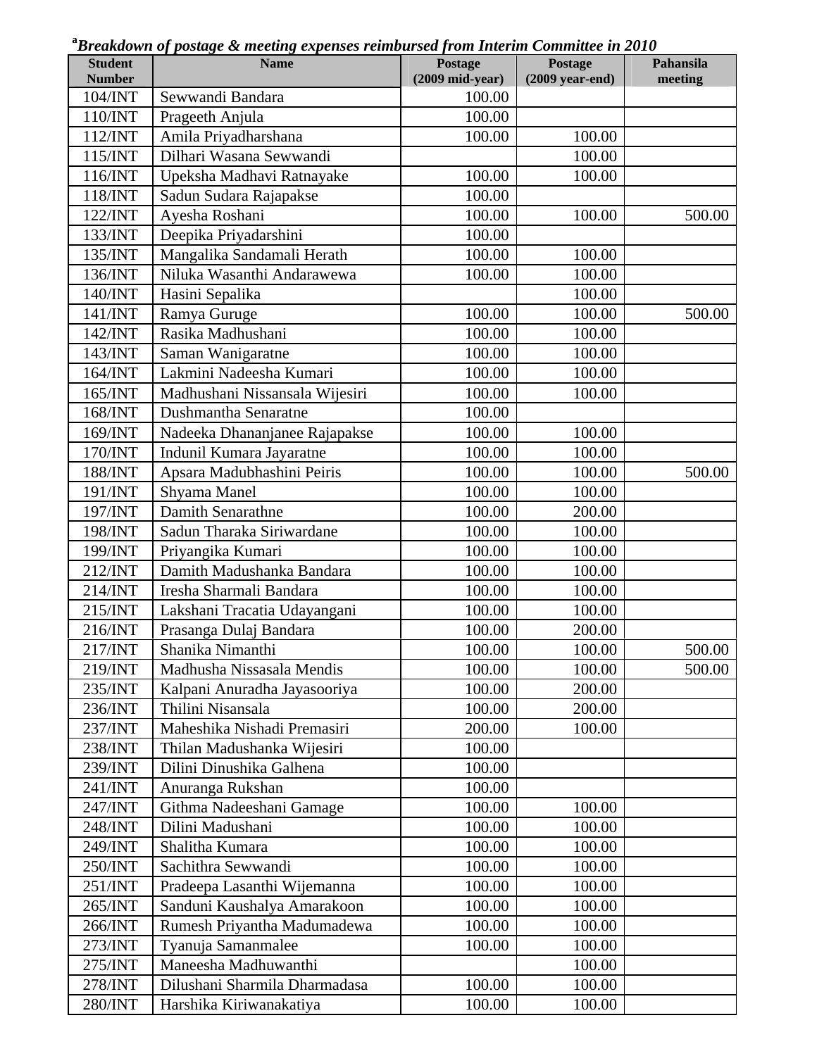[a]*Breakdown of postage & meeting expenses reimbursed from Interim Committee in 2010*

| Student Number | Name | Postage (2009 mid-year) | Postage (2009 year-end) | Pahansila meeting |
|---|---|---|---|---|
| 104/INT | Sewwandi Bandara | 100.00 | | |
| 110/INT | Prageeth Anjula | 100.00 | | |
| 112/INT | Amila Priyadharshana | 100.00 | 100.00 | |
| 115/INT | Dilhari Wasana Sewwandi | | 100.00 | |
| 116/INT | Upeksha Madhavi Ratnayake | 100.00 | 100.00 | |
| 118/INT | Sadun Sudara Rajapakse | 100.00 | | |
| 122/INT | Ayesha Roshani | 100.00 | 100.00 | 500.00 |
| 133/INT | Deepika Priyadarshini | 100.00 | | |
| 135/INT | Mangalika Sandamali Herath | 100.00 | 100.00 | |
| 136/INT | Niluka Wasanthi Andarawewa | 100.00 | 100.00 | |
| 140/INT | Hasini Sepalika | | 100.00 | |
| 141/INT | Ramya Guruge | 100.00 | 100.00 | 500.00 |
| 142/INT | Rasika Madhushani | 100.00 | 100.00 | |
| 143/INT | Saman Wanigaratne | 100.00 | 100.00 | |
| 164/INT | Lakmini Nadeesha Kumari | 100.00 | 100.00 | |
| 165/INT | Madhushani Nissansala Wijesiri | 100.00 | 100.00 | |
| 168/INT | Dushmantha Senaratne | 100.00 | | |
| 169/INT | Nadeeka Dhananjanee Rajapakse | 100.00 | 100.00 | |
| 170/INT | Indunil Kumara Jayaratne | 100.00 | 100.00 | |
| 188/INT | Apsara Madubhashini Peiris | 100.00 | 100.00 | 500.00 |
| 191/INT | Shyama Manel | 100.00 | 100.00 | |
| 197/INT | Damith Senarathne | 100.00 | 200.00 | |
| 198/INT | Sadun Tharaka Siriwardane | 100.00 | 100.00 | |
| 199/INT | Priyangika Kumari | 100.00 | 100.00 | |
| 212/INT | Damith Madushanka Bandara | 100.00 | 100.00 | |
| 214/INT | Iresha Sharmali Bandara | 100.00 | 100.00 | |
| 215/INT | Lakshani Tracatia Udayangani | 100.00 | 100.00 | |
| 216/INT | Prasanga Dulaj Bandara | 100.00 | 200.00 | |
| 217/INT | Shanika Nimanthi | 100.00 | 100.00 | 500.00 |
| 219/INT | Madhusha Nissasala Mendis | 100.00 | 100.00 | 500.00 |
| 235/INT | Kalpani Anuradha Jayasooriya | 100.00 | 200.00 | |
| 236/INT | Thilini Nisansala | 100.00 | 200.00 | |
| 237/INT | Maheshika Nishadi Premasiri | 200.00 | 100.00 | |
| 238/INT | Thilan Madushanka Wijesiri | 100.00 | | |
| 239/INT | Dilini Dinushika Galhena | 100.00 | | |
| 241/INT | Anuranga Rukshan | 100.00 | | |
| 247/INT | Githma Nadeeshani Gamage | 100.00 | 100.00 | |
| 248/INT | Dilini Madushani | 100.00 | 100.00 | |
| 249/INT | Shalitha Kumara | 100.00 | 100.00 | |
| 250/INT | Sachithra Sewwandi | 100.00 | 100.00 | |
| 251/INT | Pradeepa Lasanthi Wijemanna | 100.00 | 100.00 | |
| 265/INT | Sanduni Kaushalya Amarakoon | 100.00 | 100.00 | |
| 266/INT | Rumesh Priyantha Madumadewa | 100.00 | 100.00 | |
| 273/INT | Tyanuja Samanmalee | 100.00 | 100.00 | |
| 275/INT | Maneesha Madhuwanthi | | 100.00 | |
| 278/INT | Dilushani Sharmila Dharmadasa | 100.00 | 100.00 | |
| 280/INT | Harshika Kiriwanakatiya | 100.00 | 100.00 | |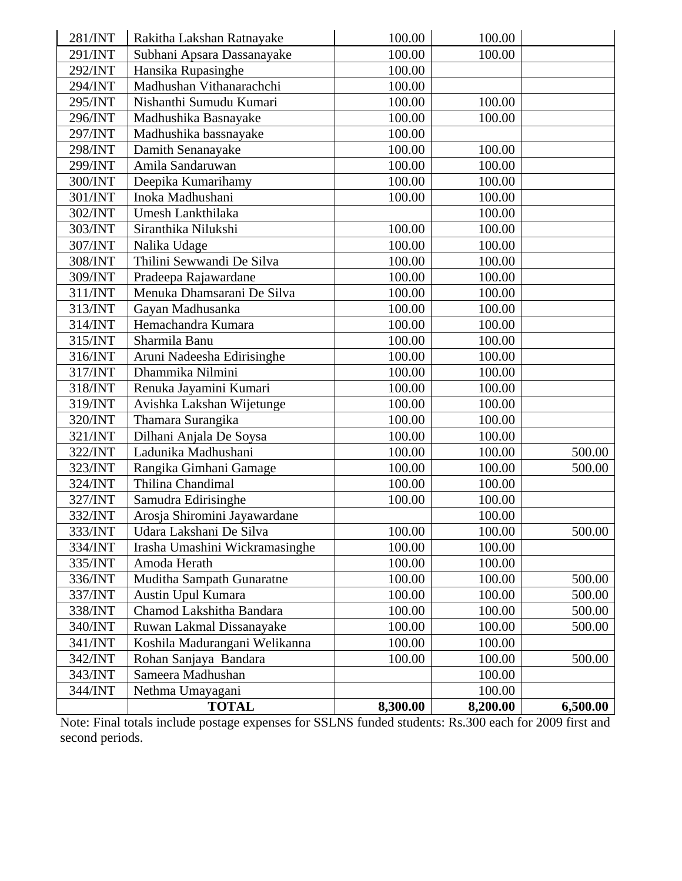| | | | | |
|---|---|---|---|---|
| 281/INT | Rakitha Lakshan Ratnayake | 100.00 | 100.00 | |
| 291/INT | Subhani Apsara Dassanayake | 100.00 | 100.00 | |
| 292/INT | Hansika Rupasinghe | 100.00 | | |
| 294/INT | Madhushan Vithanarachchi | 100.00 | | |
| 295/INT | Nishanthi Sumudu Kumari | 100.00 | 100.00 | |
| 296/INT | Madhushika Basnayake | 100.00 | 100.00 | |
| 297/INT | Madhushika bassnayake | 100.00 | | |
| 298/INT | Damith Senanayake | 100.00 | 100.00 | |
| 299/INT | Amila Sandaruwan | 100.00 | 100.00 | |
| 300/INT | Deepika Kumarihamy | 100.00 | 100.00 | |
| 301/INT | Inoka Madhushani | 100.00 | 100.00 | |
| 302/INT | Umesh Lankthilaka | | 100.00 | |
| 303/INT | Siranthika Nilukshi | 100.00 | 100.00 | |
| 307/INT | Nalika Udage | 100.00 | 100.00 | |
| 308/INT | Thilini Sewwandi De Silva | 100.00 | 100.00 | |
| 309/INT | Pradeepa Rajawardane | 100.00 | 100.00 | |
| 311/INT | Menuka Dhamsarani De Silva | 100.00 | 100.00 | |
| 313/INT | Gayan Madhusanka | 100.00 | 100.00 | |
| 314/INT | Hemachandra Kumara | 100.00 | 100.00 | |
| 315/INT | Sharmila Banu | 100.00 | 100.00 | |
| 316/INT | Aruni Nadeesha Edirisinghe | 100.00 | 100.00 | |
| 317/INT | Dhammika Nilmini | 100.00 | 100.00 | |
| 318/INT | Renuka Jayamini Kumari | 100.00 | 100.00 | |
| 319/INT | Avishka Lakshan Wijetunge | 100.00 | 100.00 | |
| 320/INT | Thamara Surangika | 100.00 | 100.00 | |
| 321/INT | Dilhani Anjala De Soysa | 100.00 | 100.00 | |
| 322/INT | Ladunika Madhushani | 100.00 | 100.00 | 500.00 |
| 323/INT | Rangika Gimhani Gamage | 100.00 | 100.00 | 500.00 |
| 324/INT | Thilina Chandimal | 100.00 | 100.00 | |
| 327/INT | Samudra Edirisinghe | 100.00 | 100.00 | |
| 332/INT | Arosja Shiromini Jayawardane | | 100.00 | |
| 333/INT | Udara Lakshani De Silva | 100.00 | 100.00 | 500.00 |
| 334/INT | Irasha Umashini Wickramasinghe | 100.00 | 100.00 | |
| 335/INT | Amoda Herath | 100.00 | 100.00 | |
| 336/INT | Muditha Sampath Gunaratne | 100.00 | 100.00 | 500.00 |
| 337/INT | Austin Upul Kumara | 100.00 | 100.00 | 500.00 |
| 338/INT | Chamod Lakshitha Bandara | 100.00 | 100.00 | 500.00 |
| 340/INT | Ruwan Lakmal Dissanayake | 100.00 | 100.00 | 500.00 |
| 341/INT | Koshila Madurangani Welikanna | 100.00 | 100.00 | |
| 342/INT | Rohan Sanjaya Bandara | 100.00 | 100.00 | 500.00 |
| 343/INT | Sameera Madhushan | | 100.00 | |
| 344/INT | Nethma Umayagani | | 100.00 | |
| | **TOTAL** | **8,300.00** | **8,200.00** | **6,500.00** |

Note: Final totals include postage expenses for SSLNS funded students: Rs.300 each for 2009 first and second periods.